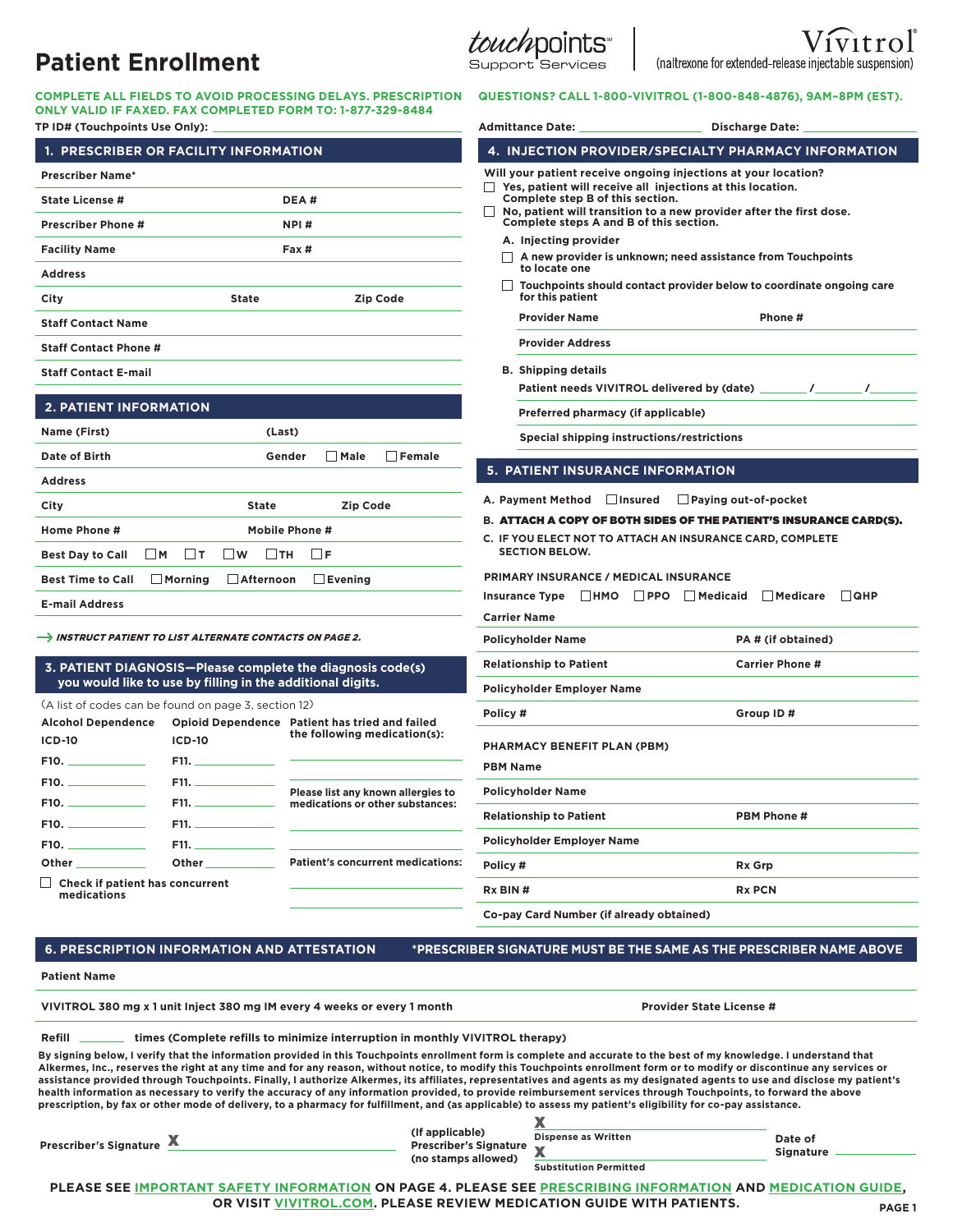# Patient Enrollment

touchpoints℠ Support Services | Vivitrol® (naltrexone for extended-release injectable suspension)

**COMPLETE ALL FIELDS TO AVOID PROCESSING DELAYS. PRESCRIPTION ONLY VALID IF FAXED. FAX COMPLETED FORM TO: 1-877-329-8484**

**QUESTIONS? CALL 1-800-VIVITROL (1-800-848-4876), 9AM–8PM (EST).**

TP ID# (Touchpoints Use Only): ______________________

Admittance Date: ______________ Discharge Date: ______________

## 1. PRESCRIBER OR FACILITY INFORMATION

| | |
|---|---|
| Prescriber Name* | |
| State License # | DEA # |
| Prescriber Phone # | NPI # |
| Facility Name | Fax # |
| Address | |
| City | State / Zip Code |
| Staff Contact Name | |
| Staff Contact Phone # | |
| Staff Contact E-mail | |

## 2. PATIENT INFORMATION

| | |
|---|---|
| Name (First) | (Last) |
| Date of Birth | Gender ☐ Male ☐ Female |
| Address | |
| City | State / Zip Code |
| Home Phone # | Mobile Phone # |
| Best Day to Call | ☐ M ☐ T ☐ W ☐ TH ☐ F |
| Best Time to Call | ☐ Morning ☐ Afternoon ☐ Evening |
| E-mail Address | |

→ ***INSTRUCT PATIENT TO LIST ALTERNATE CONTACTS ON PAGE 2.***

## 3. PATIENT DIAGNOSIS—Please complete the diagnosis code(s) you would like to use by filling in the additional digits.

(A list of codes can be found on page 3, section 12)

| Alcohol Dependence ICD-10 | Opioid Dependence ICD-10 |
|---|---|
| F10. ________ | F11. ________ |
| F10. ________ | F11. ________ |
| F10. ________ | F11. ________ |
| F10. ________ | F11. ________ |
| F10. ________ | F11. ________ |
| Other ________ | Other ________ |

☐ Check if patient has concurrent medications

Patient has tried and failed the following medication(s): ______________________

Please list any known allergies to medications or other substances: ______________________

Patient's concurrent medications: ______________________

## 4. INJECTION PROVIDER/SPECIALTY PHARMACY INFORMATION

Will your patient receive ongoing injections at your location?

☐ Yes, patient will receive all injections at this location. Complete step B of this section.

☐ No, patient will transition to a new provider after the first dose. Complete steps A and B of this section.

**A. Injecting provider**

☐ A new provider is unknown; need assistance from Touchpoints to locate one

☐ Touchpoints should contact provider below to coordinate ongoing care for this patient

Provider Name ______________ Phone # ______________

Provider Address ______________________

**B. Shipping details**

Patient needs VIVITROL delivered by (date) _______ / _______ / _______

Preferred pharmacy (if applicable) ______________________

Special shipping instructions/restrictions ______________________

## 5. PATIENT INSURANCE INFORMATION

A. Payment Method ☐ Insured ☐ Paying out-of-pocket

B. **ATTACH A COPY OF BOTH SIDES OF THE PATIENT'S INSURANCE CARD(S).**

C. IF YOU ELECT NOT TO ATTACH AN INSURANCE CARD, COMPLETE SECTION BELOW.

**PRIMARY INSURANCE / MEDICAL INSURANCE**

Insurance Type ☐ HMO ☐ PPO ☐ Medicaid ☐ Medicare ☐ QHP

| | |
|---|---|
| Carrier Name | |
| Policyholder Name | PA # (if obtained) |
| Relationship to Patient | Carrier Phone # |
| Policyholder Employer Name | |
| Policy # | Group ID # |

**PHARMACY BENEFIT PLAN (PBM)**

| | |
|---|---|
| PBM Name | |
| Policyholder Name | |
| Relationship to Patient | PBM Phone # |
| Policyholder Employer Name | |
| Policy # | Rx Grp |
| Rx BIN # | Rx PCN |
| Co-pay Card Number (if already obtained) | |

## 6. PRESCRIPTION INFORMATION AND ATTESTATION

**\*PRESCRIBER SIGNATURE MUST BE THE SAME AS THE PRESCRIBER NAME ABOVE**

Patient Name ______________________

VIVITROL 380 mg x 1 unit Inject 380 mg IM every 4 weeks or every 1 month — Provider State License # ______________

Refill _______ times (Complete refills to minimize interruption in monthly VIVITROL therapy)

By signing below, I verify that the information provided in this Touchpoints enrollment form is complete and accurate to the best of my knowledge. I understand that Alkermes, Inc., reserves the right at any time and for any reason, without notice, to modify this Touchpoints enrollment form or to modify or discontinue any services or assistance provided through Touchpoints. Finally, I authorize Alkermes, its affiliates, representatives and agents as my designated agents to use and disclose my patient's health information as necessary to verify the accuracy of any information provided, to provide reimbursement services through Touchpoints, to forward the above prescription, by fax or other mode of delivery, to a pharmacy for fulfillment, and (as applicable) to assess my patient's eligibility for co-pay assistance.

Prescriber's Signature X ______________________

(If applicable) Prescriber's Signature (no stamps allowed)
X ______________________ Dispense as Written
X ______________________ Substitution Permitted

Date of Signature ______________

**PLEASE SEE IMPORTANT SAFETY INFORMATION ON PAGE 4. PLEASE SEE PRESCRIBING INFORMATION AND MEDICATION GUIDE, OR VISIT VIVITROL.COM. PLEASE REVIEW MEDICATION GUIDE WITH PATIENTS.**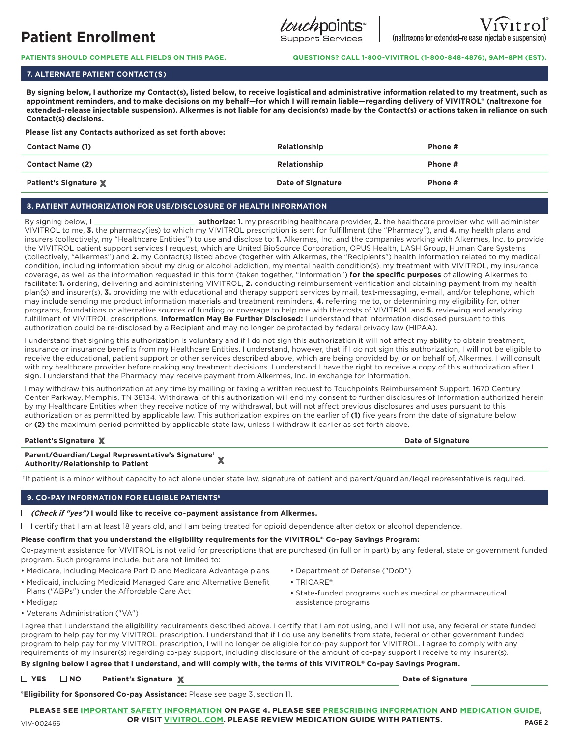# Patient Enrollment

touchpoints℠ Support Services | Vivitrol® (naltrexone for extended-release injectable suspension)

**PATIENTS SHOULD COMPLETE ALL FIELDS ON THIS PAGE.** **QUESTIONS? CALL 1-800-VIVITROL (1-800-848-4876), 9AM–8PM (EST).**

## 7. ALTERNATE PATIENT CONTACT(S)

**By signing below, I authorize my Contact(s), listed below, to receive logistical and administrative information related to my treatment, such as appointment reminders, and to make decisions on my behalf—for which I will remain liable—regarding delivery of VIVITROL® (naltrexone for extended-release injectable suspension). Alkermes is not liable for any decision(s) made by the Contact(s) or actions taken in reliance on such Contact(s) decisions.**

**Please list any Contacts authorized as set forth above:**

| Contact Name (1) | Relationship | Phone # |
|---|---|---|
| **Contact Name (2)** | **Relationship** | **Phone #** |
| **Patient's Signature X** | **Date of Signature** | **Phone #** |

## 8. PATIENT AUTHORIZATION FOR USE/DISCLOSURE OF HEALTH INFORMATION

By signing below, **I** ________________________ **authorize: 1.** my prescribing healthcare provider, **2.** the healthcare provider who will administer VIVITROL to me, **3.** the pharmacy(ies) to which my VIVITROL prescription is sent for fulfillment (the "Pharmacy"), and **4.** my health plans and insurers (collectively, my "Healthcare Entities") to use and disclose to: **1.** Alkermes, Inc. and the companies working with Alkermes, Inc. to provide the VIVITROL patient support services I request, which are United BioSource Corporation, OPUS Health, LASH Group, Human Care Systems (collectively, "Alkermes") and **2.** my Contact(s) listed above (together with Alkermes, the "Recipients") health information related to my medical condition, including information about my drug or alcohol addiction, my mental health condition(s), my treatment with VIVITROL, my insurance coverage, as well as the information requested in this form (taken together, "Information") **for the specific purposes** of allowing Alkermes to facilitate: **1.** ordering, delivering and administering VIVITROL, **2.** conducting reimbursement verification and obtaining payment from my health plan(s) and insurer(s), **3.** providing me with educational and therapy support services by mail, text-messaging, e-mail, and/or telephone, which may include sending me product information materials and treatment reminders, **4.** referring me to, or determining my eligibility for, other programs, foundations or alternative sources of funding or coverage to help me with the costs of VIVITROL and **5.** reviewing and analyzing fulfillment of VIVITROL prescriptions. **Information May Be Further Disclosed:** I understand that Information disclosed pursuant to this authorization could be re-disclosed by a Recipient and may no longer be protected by federal privacy law (HIPAA).

I understand that signing this authorization is voluntary and if I do not sign this authorization it will not affect my ability to obtain treatment, insurance or insurance benefits from my Healthcare Entities. I understand, however, that if I do not sign this authorization, I will not be eligible to receive the educational, patient support or other services described above, which are being provided by, or on behalf of, Alkermes. I will consult with my healthcare provider before making any treatment decisions. I understand I have the right to receive a copy of this authorization after I sign. I understand that the Pharmacy may receive payment from Alkermes, Inc. in exchange for Information.

I may withdraw this authorization at any time by mailing or faxing a written request to Touchpoints Reimbursement Support, 1670 Century Center Parkway, Memphis, TN 38134. Withdrawal of this authorization will end my consent to further disclosures of Information authorized herein by my Healthcare Entities when they receive notice of my withdrawal, but will not affect previous disclosures and uses pursuant to this authorization or as permitted by applicable law. This authorization expires on the earlier of **(1)** five years from the date of signature below or **(2)** the maximum period permitted by applicable state law, unless I withdraw it earlier as set forth above.

**Patient's Signature X** **Date of Signature**

**Parent/Guardian/Legal Representative's Signature‡ X**
**Authority/Relationship to Patient**

‡If patient is a minor without capacity to act alone under state law, signature of patient and parent/guardian/legal representative is required.

## 9. CO-PAY INFORMATION FOR ELIGIBLE PATIENTS§

☐ ***(Check if "yes")*** **I would like to receive co-payment assistance from Alkermes.**

☐ I certify that I am at least 18 years old, and I am being treated for opioid dependence after detox or alcohol dependence.

**Please confirm that you understand the eligibility requirements for the VIVITROL® Co-pay Savings Program:**

Co-payment assistance for VIVITROL is not valid for prescriptions that are purchased (in full or in part) by any federal, state or government funded program. Such programs include, but are not limited to:

- Medicare, including Medicare Part D and Medicare Advantage plans
- Medicaid, including Medicaid Managed Care and Alternative Benefit Plans ("ABPs") under the Affordable Care Act
- Medigap
- Veterans Administration ("VA")
- Department of Defense ("DoD")
- TRICARE®
- State-funded programs such as medical or pharmaceutical assistance programs

I agree that I understand the eligibility requirements described above. I certify that I am not using, and I will not use, any federal or state funded program to help pay for my VIVITROL prescription. I understand that if I do use any benefits from state, federal or other government funded program to help pay for my VIVITROL prescription, I will no longer be eligible for co-pay support for VIVITROL. I agree to comply with any requirements of my insurer(s) regarding co-pay support, including disclosure of the amount of co-pay support I receive to my insurer(s).

**By signing below I agree that I understand, and will comply with, the terms of this VIVITROL® Co-pay Savings Program.**

☐ **YES** ☐ **NO** **Patient's Signature X** **Date of Signature**

§**Eligibility for Sponsored Co-pay Assistance:** Please see page 3, section 11.

**PLEASE SEE IMPORTANT SAFETY INFORMATION ON PAGE 4. PLEASE SEE PRESCRIBING INFORMATION AND MEDICATION GUIDE, OR VISIT VIVITROL.COM. PLEASE REVIEW MEDICATION GUIDE WITH PATIENTS.**

VIV-002466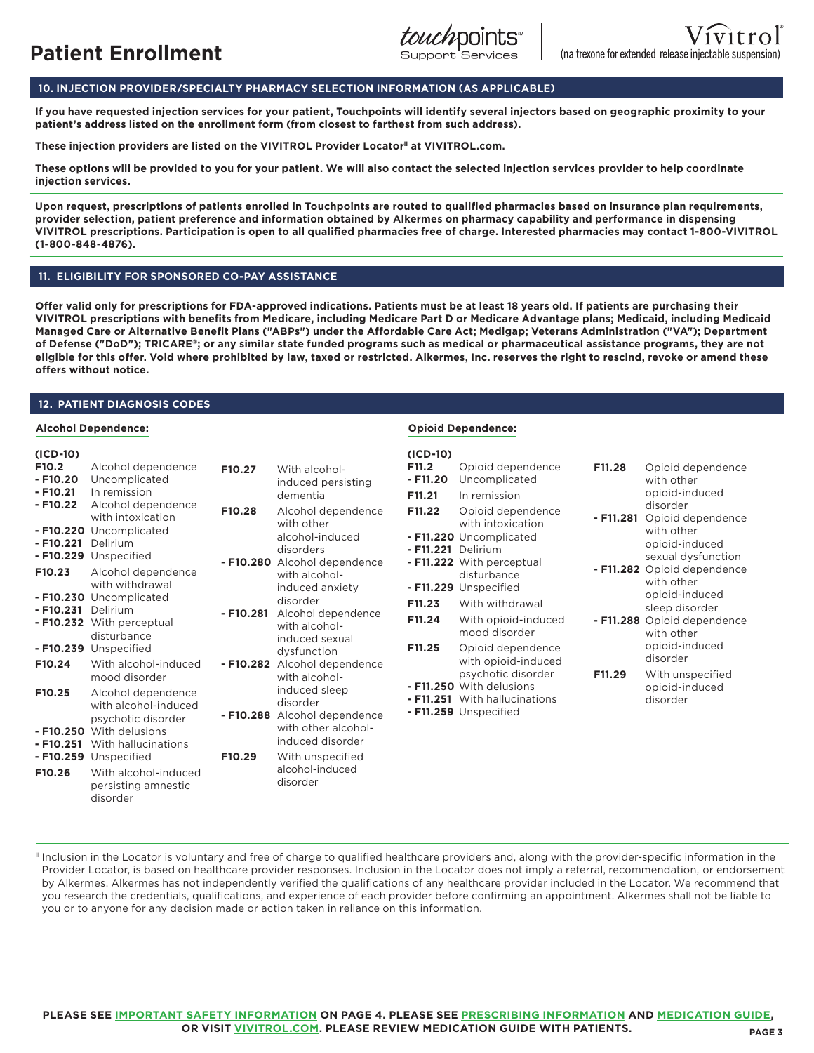# Patient Enrollment

## 10. INJECTION PROVIDER/SPECIALTY PHARMACY SELECTION INFORMATION (AS APPLICABLE)

**If you have requested injection services for your patient, Touchpoints will identify several injectors based on geographic proximity to your patient's address listed on the enrollment form (from closest to farthest from such address).**

**These injection providers are listed on the VIVITROL Provider Locator[||] at VIVITROL.com.**

**These options will be provided to you for your patient. We will also contact the selected injection services provider to help coordinate injection services.**

**Upon request, prescriptions of patients enrolled in Touchpoints are routed to qualified pharmacies based on insurance plan requirements, provider selection, patient preference and information obtained by Alkermes on pharmacy capability and performance in dispensing VIVITROL prescriptions. Participation is open to all qualified pharmacies free of charge. Interested pharmacies may contact 1-800-VIVITROL (1-800-848-4876).**

## 11. ELIGIBILITY FOR SPONSORED CO-PAY ASSISTANCE

**Offer valid only for prescriptions for FDA-approved indications. Patients must be at least 18 years old. If patients are purchasing their VIVITROL prescriptions with benefits from Medicare, including Medicare Part D or Medicare Advantage plans; Medicaid, including Medicaid Managed Care or Alternative Benefit Plans ("ABPs") under the Affordable Care Act; Medigap; Veterans Administration ("VA"); Department of Defense ("DoD"); TRICARE®; or any similar state funded programs such as medical or pharmaceutical assistance programs, they are not eligible for this offer. Void where prohibited by law, taxed or restricted. Alkermes, Inc. reserves the right to rescind, revoke or amend these offers without notice.**

## 12. PATIENT DIAGNOSIS CODES

### Alcohol Dependence:

**(ICD-10)**

- **F10.2** Alcohol dependence
  - **- F10.20** Uncomplicated
  - **- F10.21** In remission
  - **- F10.22** Alcohol dependence with intoxication
  - **- F10.220** Uncomplicated
  - **- F10.221** Delirium
  - **- F10.229** Unspecified
- **F10.23** Alcohol dependence with withdrawal
  - **- F10.230** Uncomplicated
  - **- F10.231** Delirium
  - **- F10.232** With perceptual disturbance
  - **- F10.239** Unspecified
- **F10.24** With alcohol-induced mood disorder
- **F10.25** Alcohol dependence with alcohol-induced psychotic disorder
  - **- F10.250** With delusions
  - **- F10.251** With hallucinations
  - **- F10.259** Unspecified
- **F10.26** With alcohol-induced persisting amnestic disorder
- **F10.27** With alcohol-induced persisting dementia
- **F10.28** Alcohol dependence with other alcohol-induced disorders
  - **- F10.280** Alcohol dependence with alcohol-induced anxiety disorder
  - **- F10.281** Alcohol dependence with alcohol-induced sexual dysfunction
  - **- F10.282** Alcohol dependence with alcohol-induced sleep disorder
  - **- F10.288** Alcohol dependence with other alcohol-induced disorder
- **F10.29** With unspecified alcohol-induced disorder

### Opioid Dependence:

**(ICD-10)**

- **F11.2** Opioid dependence
  - **- F11.20** Uncomplicated
- **F11.21** In remission
- **F11.22** Opioid dependence with intoxication
  - **- F11.220** Uncomplicated
  - **- F11.221** Delirium
  - **- F11.222** With perceptual disturbance
  - **- F11.229** Unspecified
- **F11.23** With withdrawal
- **F11.24** With opioid-induced mood disorder
- **F11.25** Opioid dependence with opioid-induced psychotic disorder
  - **- F11.250** With delusions
  - **- F11.251** With hallucinations
  - **- F11.259** Unspecified
- **F11.28** Opioid dependence with other opioid-induced disorder
  - **- F11.281** Opioid dependence with other opioid-induced sexual dysfunction
  - **- F11.282** Opioid dependence with other opioid-induced sleep disorder
  - **- F11.288** Opioid dependence with other opioid-induced disorder
- **F11.29** With unspecified opioid-induced disorder

[||] Inclusion in the Locator is voluntary and free of charge to qualified healthcare providers and, along with the provider-specific information in the Provider Locator, is based on healthcare provider responses. Inclusion in the Locator does not imply a referral, recommendation, or endorsement by Alkermes. Alkermes has not independently verified the qualifications of any healthcare provider included in the Locator. We recommend that you research the credentials, qualifications, and experience of each provider before confirming an appointment. Alkermes shall not be liable to you or to anyone for any decision made or action taken in reliance on this information.

**PLEASE SEE IMPORTANT SAFETY INFORMATION ON PAGE 4. PLEASE SEE PRESCRIBING INFORMATION AND MEDICATION GUIDE, OR VISIT VIVITROL.COM. PLEASE REVIEW MEDICATION GUIDE WITH PATIENTS.**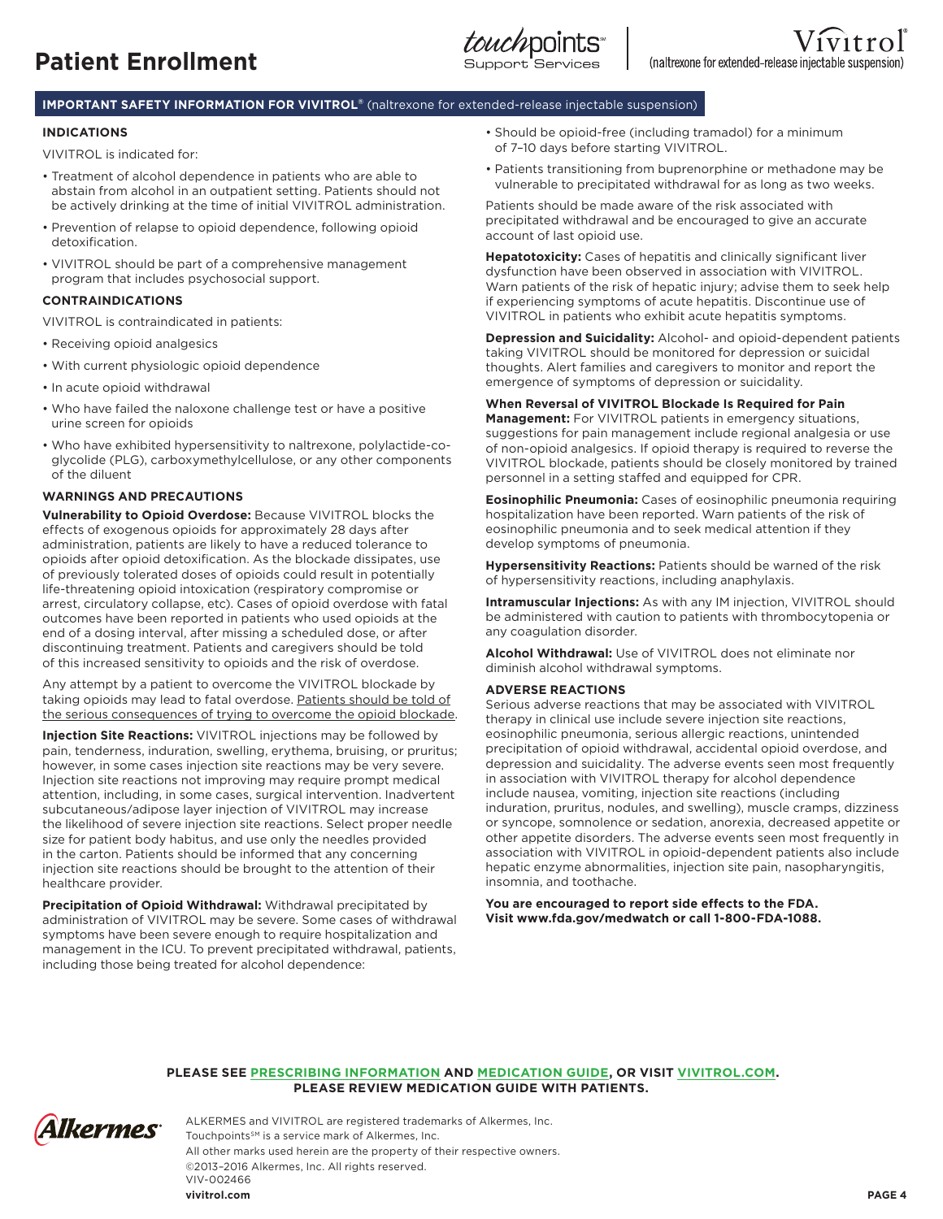# Patient Enrollment

**IMPORTANT SAFETY INFORMATION FOR VIVITROL® (naltrexone for extended-release injectable suspension)**

### INDICATIONS

VIVITROL is indicated for:

- Treatment of alcohol dependence in patients who are able to abstain from alcohol in an outpatient setting. Patients should not be actively drinking at the time of initial VIVITROL administration.
- Prevention of relapse to opioid dependence, following opioid detoxification.
- VIVITROL should be part of a comprehensive management program that includes psychosocial support.

### CONTRAINDICATIONS

VIVITROL is contraindicated in patients:

- Receiving opioid analgesics
- With current physiologic opioid dependence
- In acute opioid withdrawal
- Who have failed the naloxone challenge test or have a positive urine screen for opioids
- Who have exhibited hypersensitivity to naltrexone, polylactide-co-glycolide (PLG), carboxymethylcellulose, or any other components of the diluent

### WARNINGS AND PRECAUTIONS

**Vulnerability to Opioid Overdose:** Because VIVITROL blocks the effects of exogenous opioids for approximately 28 days after administration, patients are likely to have a reduced tolerance to opioids after opioid detoxification. As the blockade dissipates, use of previously tolerated doses of opioids could result in potentially life-threatening opioid intoxication (respiratory compromise or arrest, circulatory collapse, etc). Cases of opioid overdose with fatal outcomes have been reported in patients who used opioids at the end of a dosing interval, after missing a scheduled dose, or after discontinuing treatment. Patients and caregivers should be told of this increased sensitivity to opioids and the risk of overdose.

Any attempt by a patient to overcome the VIVITROL blockade by taking opioids may lead to fatal overdose. Patients should be told of the serious consequences of trying to overcome the opioid blockade.

**Injection Site Reactions:** VIVITROL injections may be followed by pain, tenderness, induration, swelling, erythema, bruising, or pruritus; however, in some cases injection site reactions may be very severe. Injection site reactions not improving may require prompt medical attention, including, in some cases, surgical intervention. Inadvertent subcutaneous/adipose layer injection of VIVITROL may increase the likelihood of severe injection site reactions. Select proper needle size for patient body habitus, and use only the needles provided in the carton. Patients should be informed that any concerning injection site reactions should be brought to the attention of their healthcare provider.

**Precipitation of Opioid Withdrawal:** Withdrawal precipitated by administration of VIVITROL may be severe. Some cases of withdrawal symptoms have been severe enough to require hospitalization and management in the ICU. To prevent precipitated withdrawal, patients, including those being treated for alcohol dependence:

- Should be opioid-free (including tramadol) for a minimum of 7–10 days before starting VIVITROL.
- Patients transitioning from buprenorphine or methadone may be vulnerable to precipitated withdrawal for as long as two weeks.

Patients should be made aware of the risk associated with precipitated withdrawal and be encouraged to give an accurate account of last opioid use.

**Hepatotoxicity:** Cases of hepatitis and clinically significant liver dysfunction have been observed in association with VIVITROL. Warn patients of the risk of hepatic injury; advise them to seek help if experiencing symptoms of acute hepatitis. Discontinue use of VIVITROL in patients who exhibit acute hepatitis symptoms.

**Depression and Suicidality:** Alcohol- and opioid-dependent patients taking VIVITROL should be monitored for depression or suicidal thoughts. Alert families and caregivers to monitor and report the emergence of symptoms of depression or suicidality.

**When Reversal of VIVITROL Blockade Is Required for Pain Management:** For VIVITROL patients in emergency situations, suggestions for pain management include regional analgesia or use of non-opioid analgesics. If opioid therapy is required to reverse the VIVITROL blockade, patients should be closely monitored by trained personnel in a setting staffed and equipped for CPR.

**Eosinophilic Pneumonia:** Cases of eosinophilic pneumonia requiring hospitalization have been reported. Warn patients of the risk of eosinophilic pneumonia and to seek medical attention if they develop symptoms of pneumonia.

**Hypersensitivity Reactions:** Patients should be warned of the risk of hypersensitivity reactions, including anaphylaxis.

**Intramuscular Injections:** As with any IM injection, VIVITROL should be administered with caution to patients with thrombocytopenia or any coagulation disorder.

**Alcohol Withdrawal:** Use of VIVITROL does not eliminate nor diminish alcohol withdrawal symptoms.

### ADVERSE REACTIONS

Serious adverse reactions that may be associated with VIVITROL therapy in clinical use include severe injection site reactions, eosinophilic pneumonia, serious allergic reactions, unintended precipitation of opioid withdrawal, accidental opioid overdose, and depression and suicidality. The adverse events seen most frequently in association with VIVITROL therapy for alcohol dependence include nausea, vomiting, injection site reactions (including induration, pruritus, nodules, and swelling), muscle cramps, dizziness or syncope, somnolence or sedation, anorexia, decreased appetite or other appetite disorders. The adverse events seen most frequently in association with VIVITROL in opioid-dependent patients also include hepatic enzyme abnormalities, injection site pain, nasopharyngitis, insomnia, and toothache.

**You are encouraged to report side effects to the FDA. Visit www.fda.gov/medwatch or call 1-800-FDA-1088.**

**PLEASE SEE PRESCRIBING INFORMATION AND MEDICATION GUIDE, OR VISIT VIVITROL.COM.**
**PLEASE REVIEW MEDICATION GUIDE WITH PATIENTS.**

ALKERMES and VIVITROL are registered trademarks of Alkermes, Inc.
Touchpoints℠ is a service mark of Alkermes, Inc.
All other marks used herein are the property of their respective owners.
©2013–2016 Alkermes, Inc. All rights reserved.
VIV-002466
**vivitrol.com**